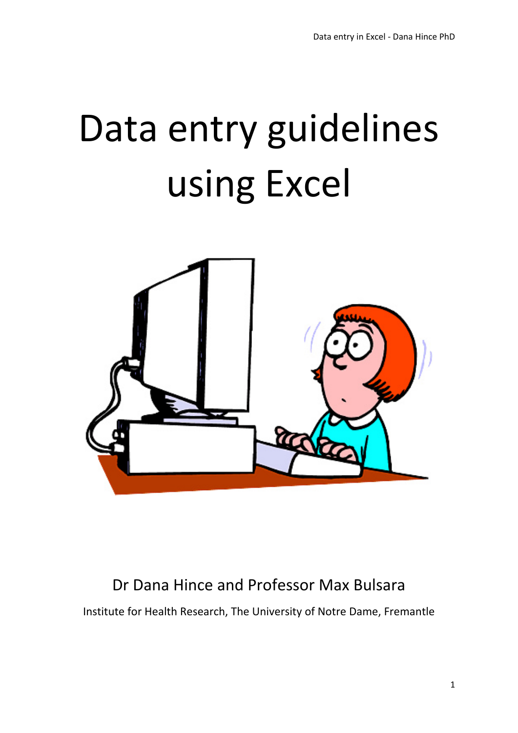# Data entry guidelines using Excel

Dr Dana Hince and Professor Max Bulsara

Institute for Health Research, The University of Notre Dame, Fremantle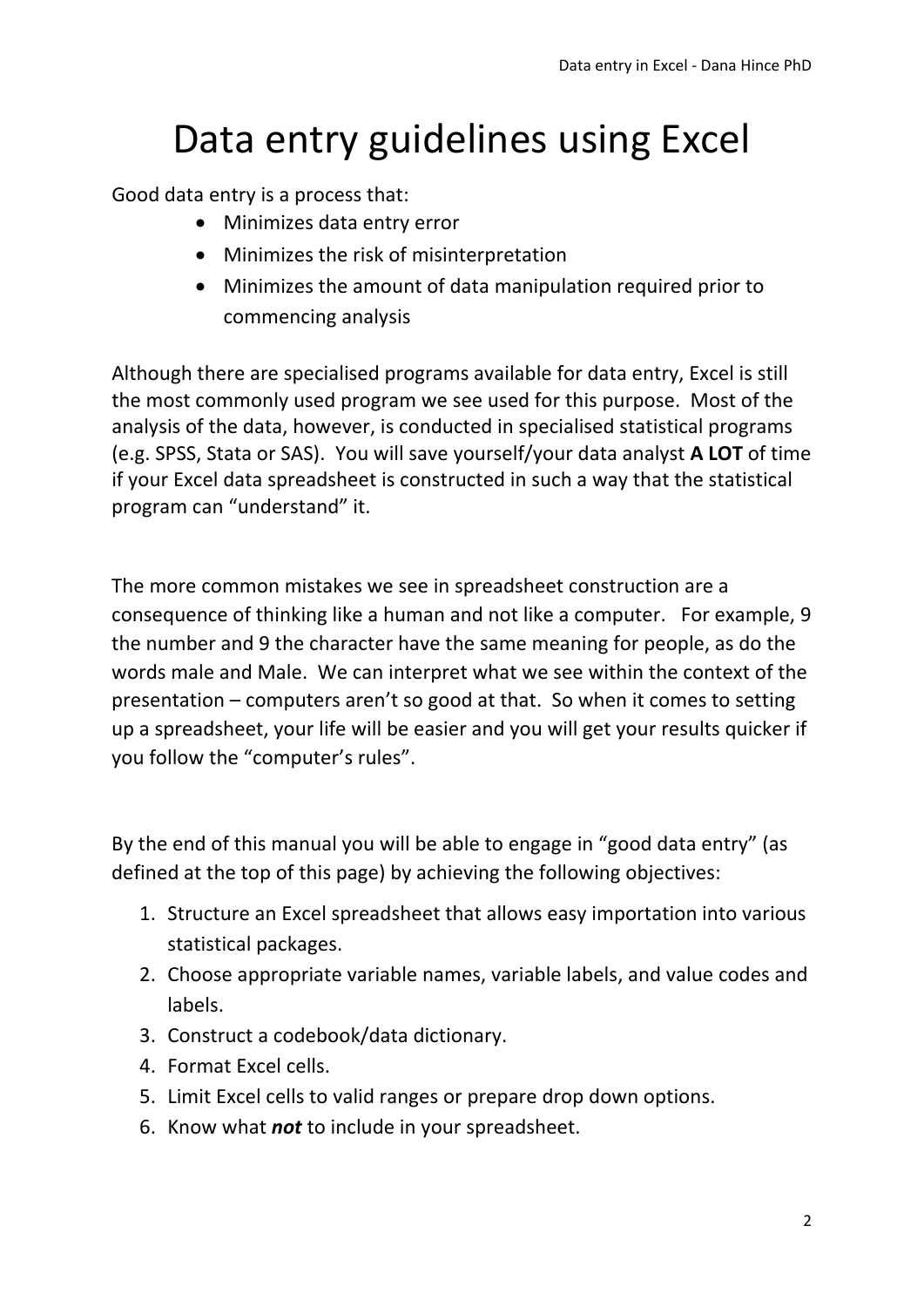# Data entry guidelines using Excel

Good data entry is a process that:

- Minimizes data entry error
- Minimizes the risk of misinterpretation
- Minimizes the amount of data manipulation required prior to commencing analysis

Although there are specialised programs available for data entry, Excel is still the most commonly used program we see used for this purpose. Most of the analysis of the data, however, is conducted in specialised statistical programs (e.g. SPSS, Stata or SAS). You will save yourself/your data analyst **A LOT** of time if your Excel data spreadsheet is constructed in such a way that the statistical program can "understand" it.

The more common mistakes we see in spreadsheet construction are a consequence of thinking like a human and not like a computer. For example, 9 the number and 9 the character have the same meaning for people, as do the words male and Male. We can interpret what we see within the context of the presentation – computers aren't so good at that. So when it comes to setting up a spreadsheet, your life will be easier and you will get your results quicker if you follow the "computer's rules".

By the end of this manual you will be able to engage in "good data entry" (as defined at the top of this page) by achieving the following objectives:

1. Structure an Excel spreadsheet that allows easy importation into various statistical packages.
2. Choose appropriate variable names, variable labels, and value codes and labels.
3. Construct a codebook/data dictionary.
4. Format Excel cells.
5. Limit Excel cells to valid ranges or prepare drop down options.
6. Know what ***not*** to include in your spreadsheet.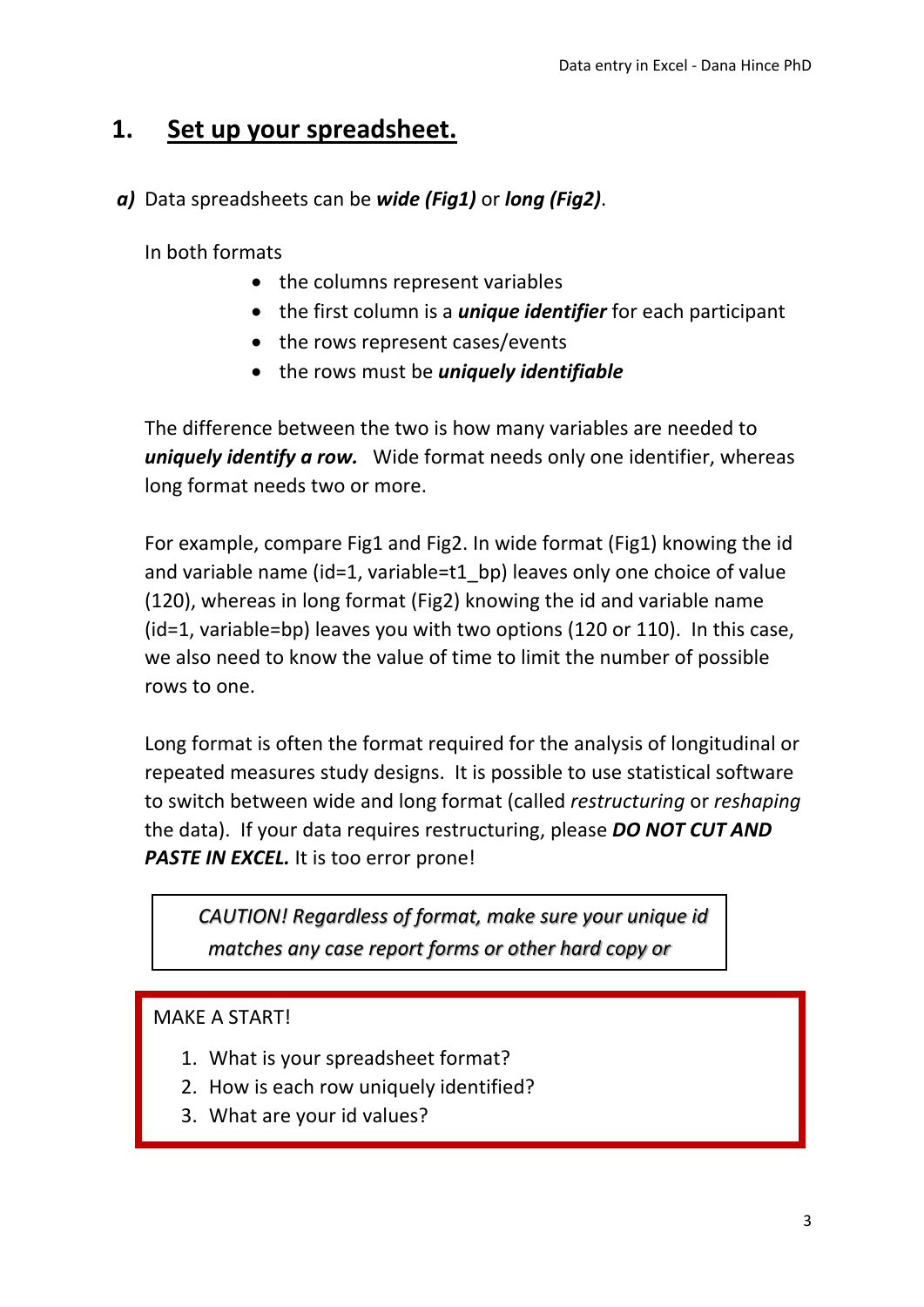# 1. Set up your spreadsheet.

***a)*** Data spreadsheets can be ***wide (Fig1)*** or ***long (Fig2)***.

In both formats

- the columns represent variables
- the first column is a ***unique identifier*** for each participant
- the rows represent cases/events
- the rows must be ***uniquely identifiable***

The difference between the two is how many variables are needed to ***uniquely identify a row.*** Wide format needs only one identifier, whereas long format needs two or more.

For example, compare Fig1 and Fig2. In wide format (Fig1) knowing the id and variable name (id=1, variable=t1_bp) leaves only one choice of value (120), whereas in long format (Fig2) knowing the id and variable name (id=1, variable=bp) leaves you with two options (120 or 110). In this case, we also need to know the value of time to limit the number of possible rows to one.

Long format is often the format required for the analysis of longitudinal or repeated measures study designs. It is possible to use statistical software to switch between wide and long format (called *restructuring* or *reshaping* the data). If your data requires restructuring, please ***DO NOT CUT AND PASTE IN EXCEL.*** It is too error prone!

*CAUTION! Regardless of format, make sure your unique id matches any case report forms or other hard copy or*

MAKE A START!

1. What is your spreadsheet format?
2. How is each row uniquely identified?
3. What are your id values?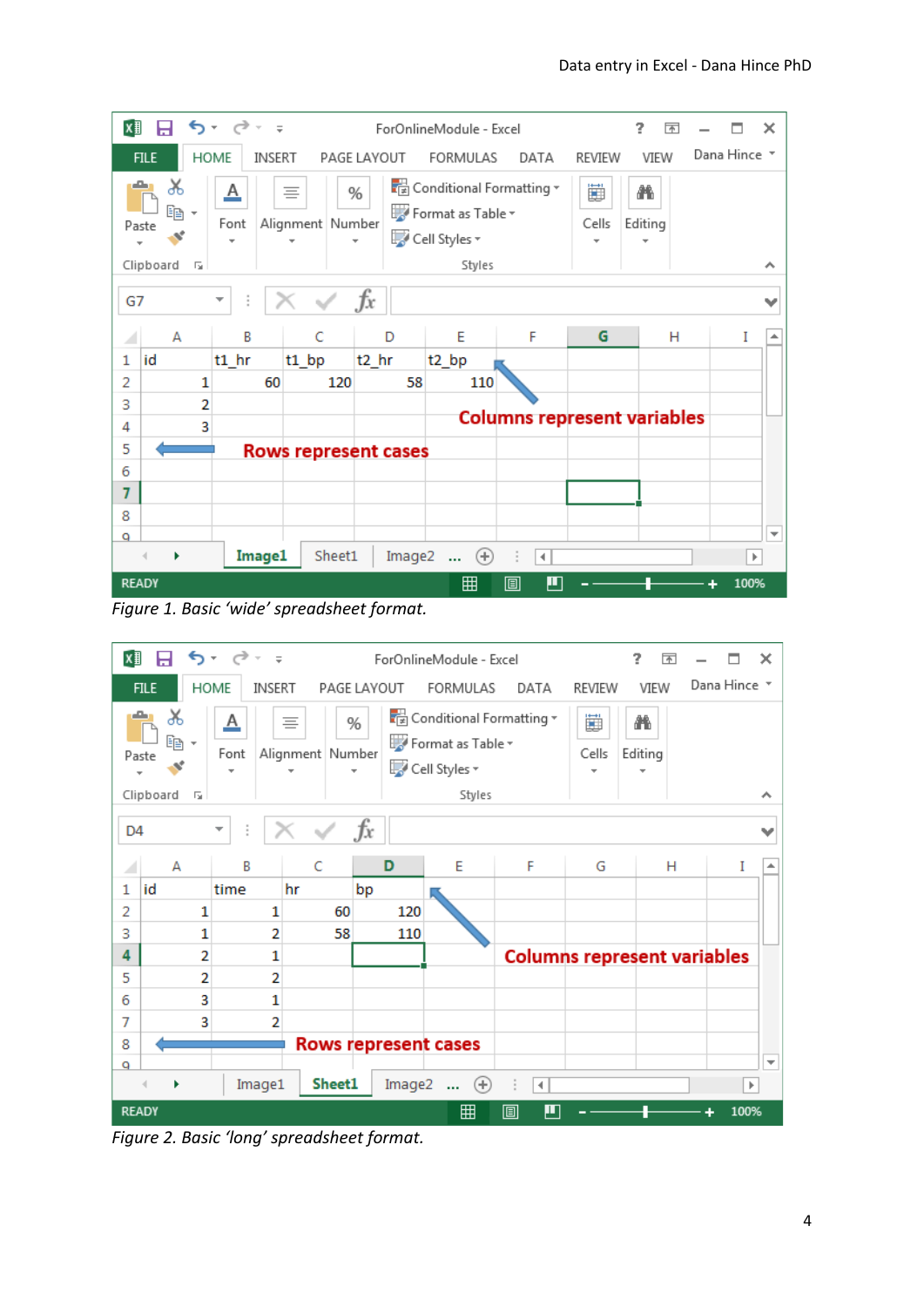| id | t1_hr | t1_bp | t2_hr | t2_bp |
|---|---|---|---|---|
| 1 | 60 | 120 | 58 | 110 |
| 2 | | | | |
| 3 | | | | |

Columns represent variables

Rows represent cases

*Figure 1. Basic 'wide' spreadsheet format.*

| id | time | hr | bp |
|---|---|---|---|
| 1 | 1 | 60 | 120 |
| 1 | 2 | 58 | 110 |
| 2 | 1 | | |
| 2 | 2 | | |
| 3 | 1 | | |
| 3 | 2 | | |

Columns represent variables

Rows represent cases

*Figure 2. Basic 'long' spreadsheet format.*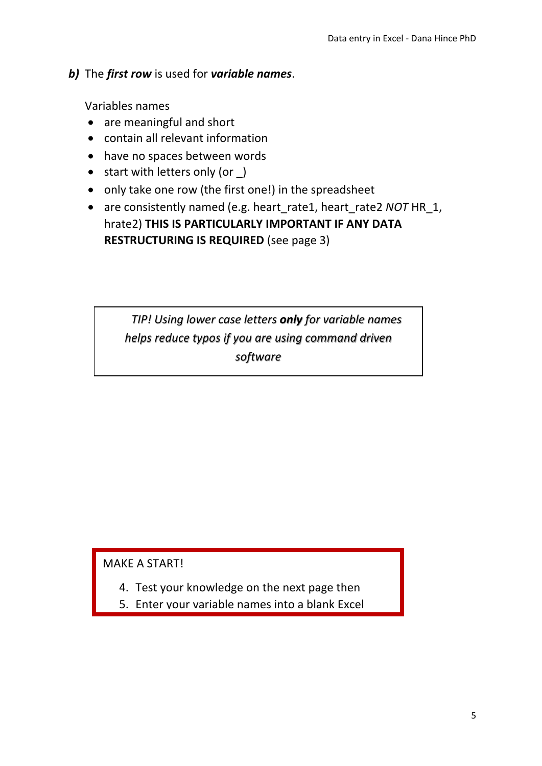***b)*** The ***first row*** is used for ***variable names***.

Variables names

- are meaningful and short
- contain all relevant information
- have no spaces between words
- start with letters only (or _)
- only take one row (the first one!) in the spreadsheet
- are consistently named (e.g. heart_rate1, heart_rate2 *NOT* HR_1, hrate2) **THIS IS PARTICULARLY IMPORTANT IF ANY DATA RESTRUCTURING IS REQUIRED** (see page 3)

> *TIP! Using lower case letters **only** for variable names helps reduce typos if you are using command driven software*

MAKE A START!

4. Test your knowledge on the next page then
5. Enter your variable names into a blank Excel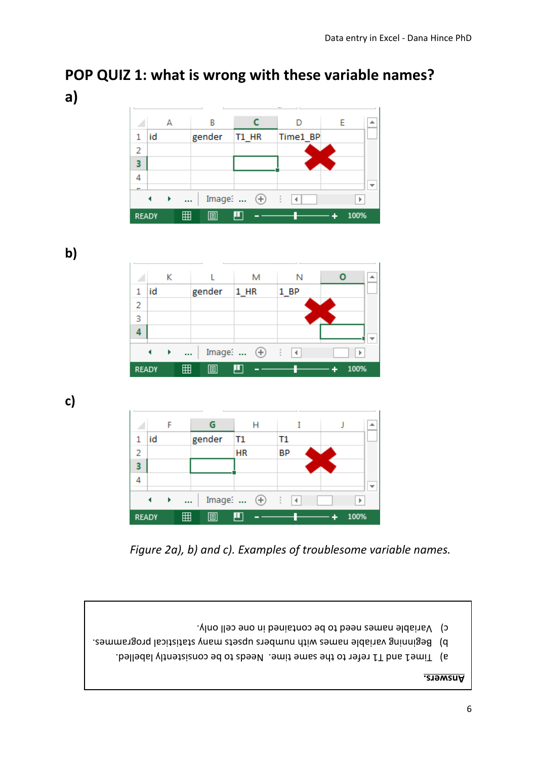# POP QUIZ 1: what is wrong with these variable names?

**a)**

| | A | B | C | D | E |
|---|---|---|---|---|---|
| 1 | id | gender | T1_HR | Time1_BP | |
| 2 | | | | | |
| 3 | | | | | |
| 4 | | | | | |

**b)**

| | K | L | M | N | O |
|---|---|---|---|---|---|
| 1 | id | gender | 1_HR | 1_BP | |
| 2 | | | | | |
| 3 | | | | | |
| 4 | | | | | |

**c)**

| | F | G | H | I | J |
|---|---|---|---|---|---|
| 1 | id | gender | T1 | T1 | |
| 2 | | | HR | BP | |
| 3 | | | | | |
| 4 | | | | | |

*Figure 2a), b) and c). Examples of troublesome variable names.*

**Answers.**

a) Time1 and T1 refer to the same time. Needs to be consistently labelled.
b) Beginning variable names with numbers upsets many statistical programmes.
c) Variable names need to be contained in one cell only.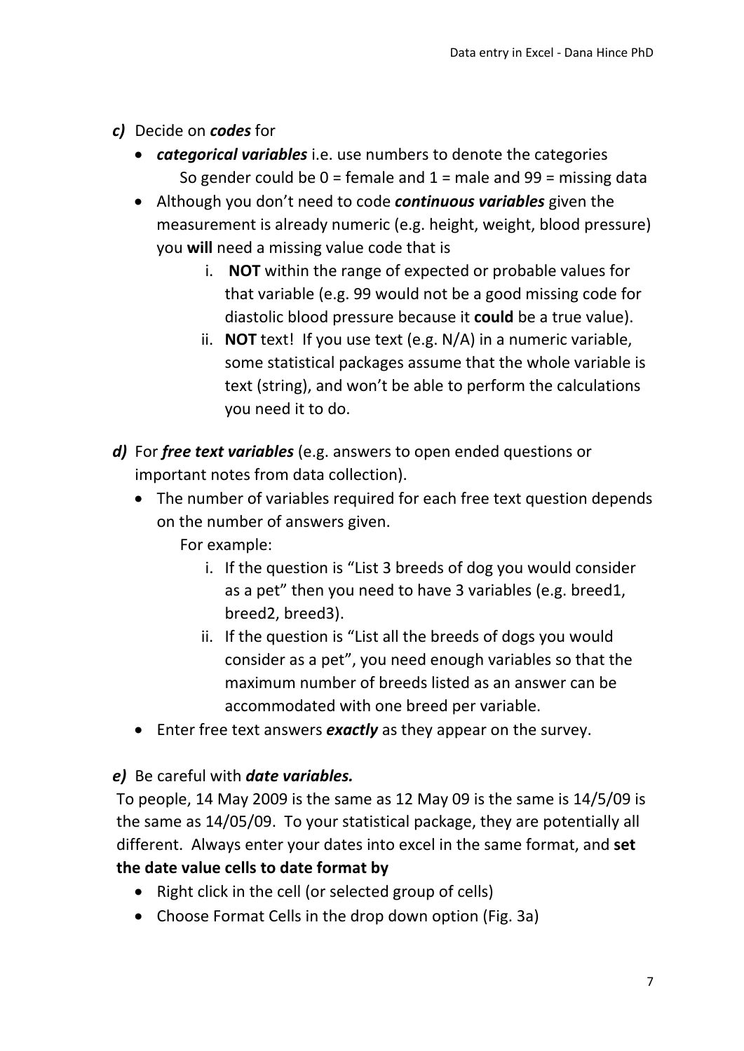***c)*** Decide on ***codes*** for

- ***categorical variables*** i.e. use numbers to denote the categories
  So gender could be 0 = female and 1 = male and 99 = missing data
- Although you don't need to code ***continuous variables*** given the measurement is already numeric (e.g. height, weight, blood pressure) you **will** need a missing value code that is
  i. **NOT** within the range of expected or probable values for that variable (e.g. 99 would not be a good missing code for diastolic blood pressure because it **could** be a true value).
  ii. **NOT** text! If you use text (e.g. N/A) in a numeric variable, some statistical packages assume that the whole variable is text (string), and won't be able to perform the calculations you need it to do.

***d)*** For ***free text variables*** (e.g. answers to open ended questions or important notes from data collection).

- The number of variables required for each free text question depends on the number of answers given.
  For example:
  i. If the question is "List 3 breeds of dog you would consider as a pet" then you need to have 3 variables (e.g. breed1, breed2, breed3).
  ii. If the question is "List all the breeds of dogs you would consider as a pet", you need enough variables so that the maximum number of breeds listed as an answer can be accommodated with one breed per variable.
- Enter free text answers ***exactly*** as they appear on the survey.

***e)*** Be careful with ***date variables.***

To people, 14 May 2009 is the same as 12 May 09 is the same is 14/5/09 is the same as 14/05/09. To your statistical package, they are potentially all different. Always enter your dates into excel in the same format, and **set the date value cells to date format by**

- Right click in the cell (or selected group of cells)
- Choose Format Cells in the drop down option (Fig. 3a)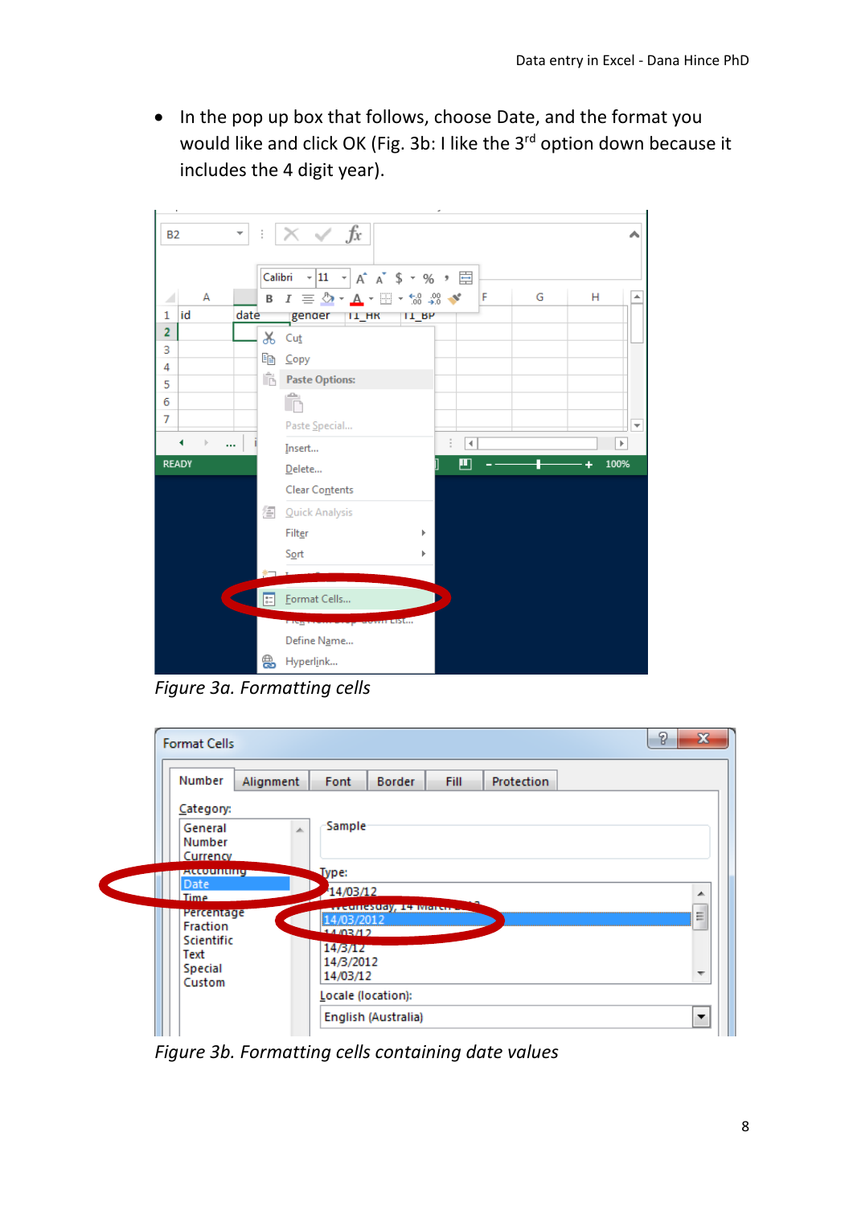- In the pop up box that follows, choose Date, and the format you would like and click OK (Fig. 3b: I like the 3rd option down because it includes the 4 digit year).

*Figure 3a. Formatting cells*

*Figure 3b. Formatting cells containing date values*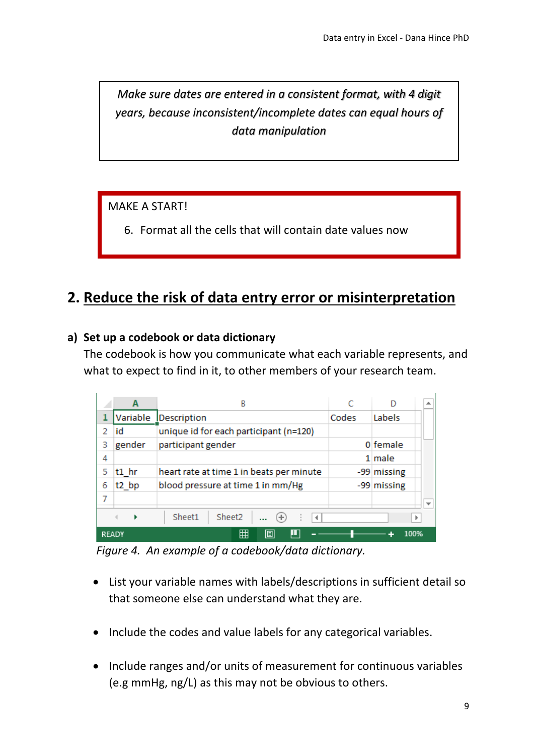*Make sure dates are entered in a consistent format, with 4 digit years, because inconsistent/incomplete dates can equal hours of data manipulation*

MAKE A START!

6. Format all the cells that will contain date values now

## 2. Reduce the risk of data entry error or misinterpretation

### a) Set up a codebook or data dictionary

The codebook is how you communicate what each variable represents, and what to expect to find in it, to other members of your research team.

| Variable | Description | Codes | Labels |
|---|---|---|---|
| id | unique id for each participant (n=120) | | |
| gender | participant gender | 0 | female |
| | | 1 | male |
| t1_hr | heart rate at time 1 in beats per minute | -99 | missing |
| t2_bp | blood pressure at time 1 in mm/Hg | -99 | missing |

*Figure 4. An example of a codebook/data dictionary.*

- List your variable names with labels/descriptions in sufficient detail so that someone else can understand what they are.
- Include the codes and value labels for any categorical variables.
- Include ranges and/or units of measurement for continuous variables (e.g mmHg, ng/L) as this may not be obvious to others.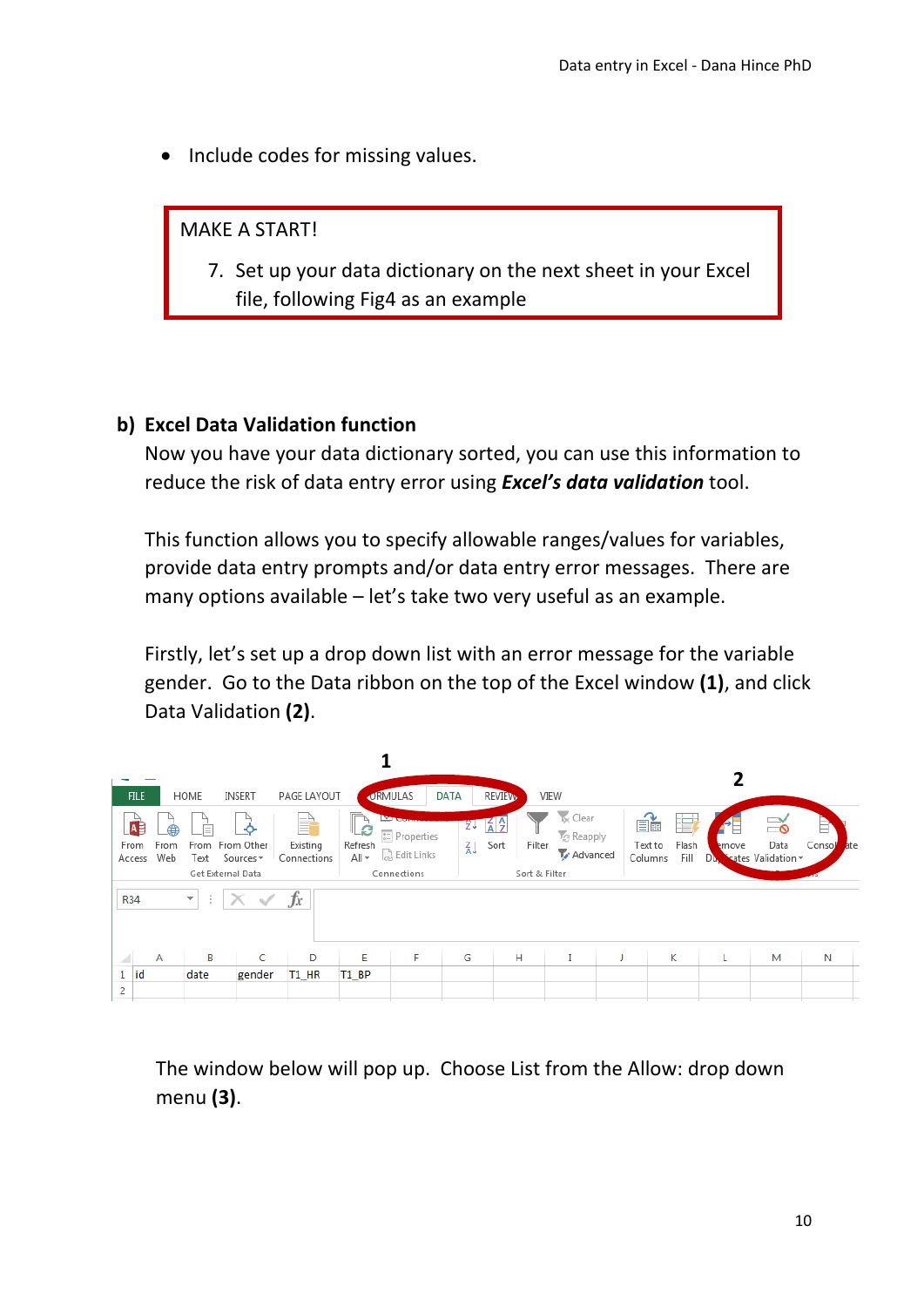- Include codes for missing values.

MAKE A START!

7. Set up your data dictionary on the next sheet in your Excel file, following Fig4 as an example

## b) Excel Data Validation function

Now you have your data dictionary sorted, you can use this information to reduce the risk of data entry error using ***Excel's data validation*** tool.

This function allows you to specify allowable ranges/values for variables, provide data entry prompts and/or data entry error messages. There are many options available – let's take two very useful as an example.

Firstly, let's set up a drop down list with an error message for the variable gender. Go to the Data ribbon on the top of the Excel window **(1)**, and click Data Validation **(2)**.

The window below will pop up. Choose List from the Allow: drop down menu **(3)**.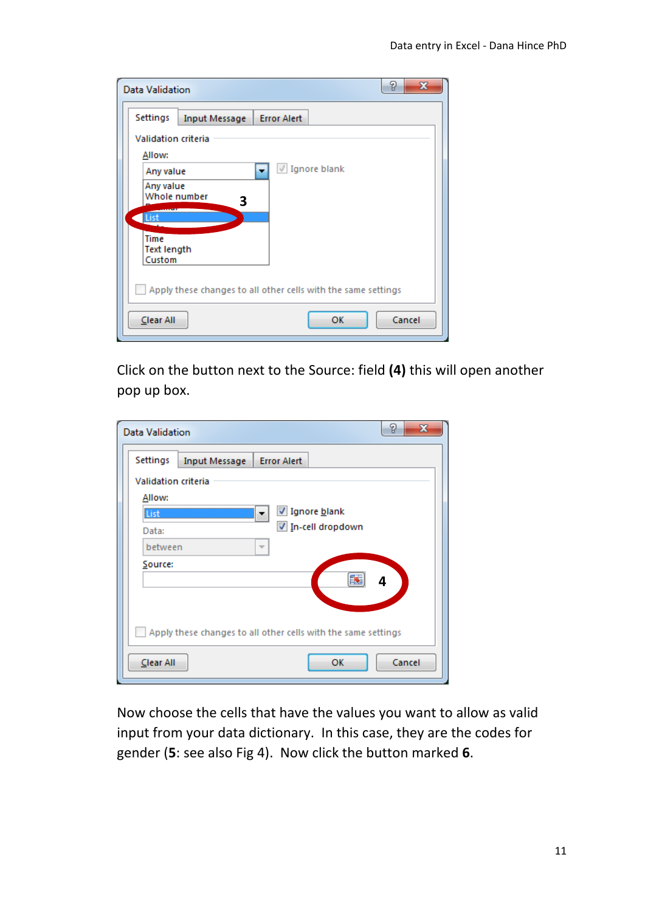Click on the button next to the Source: field **(4)** this will open another pop up box.

Now choose the cells that have the values you want to allow as valid input from your data dictionary. In this case, they are the codes for gender (**5**: see also Fig 4). Now click the button marked **6**.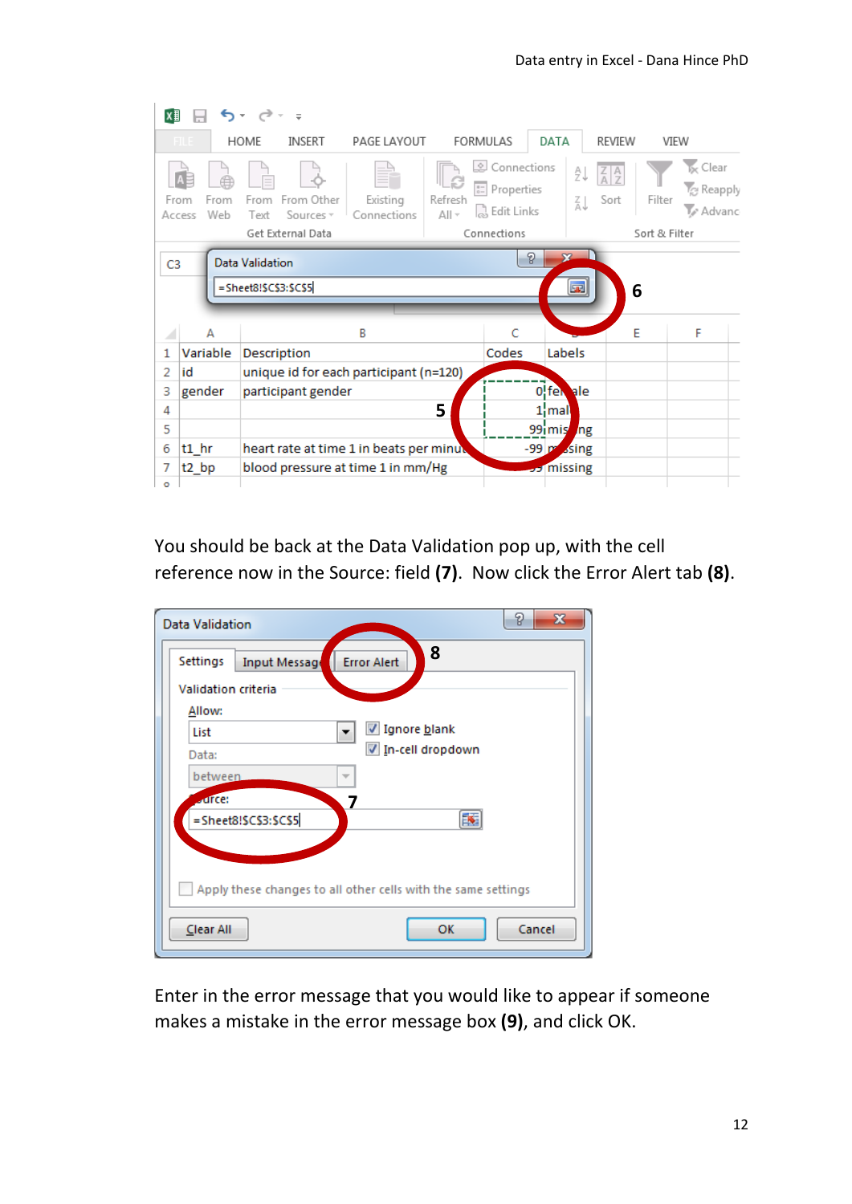You should be back at the Data Validation pop up, with the cell reference now in the Source: field **(7)**. Now click the Error Alert tab **(8)**.

Enter in the error message that you would like to appear if someone makes a mistake in the error message box **(9)**, and click OK.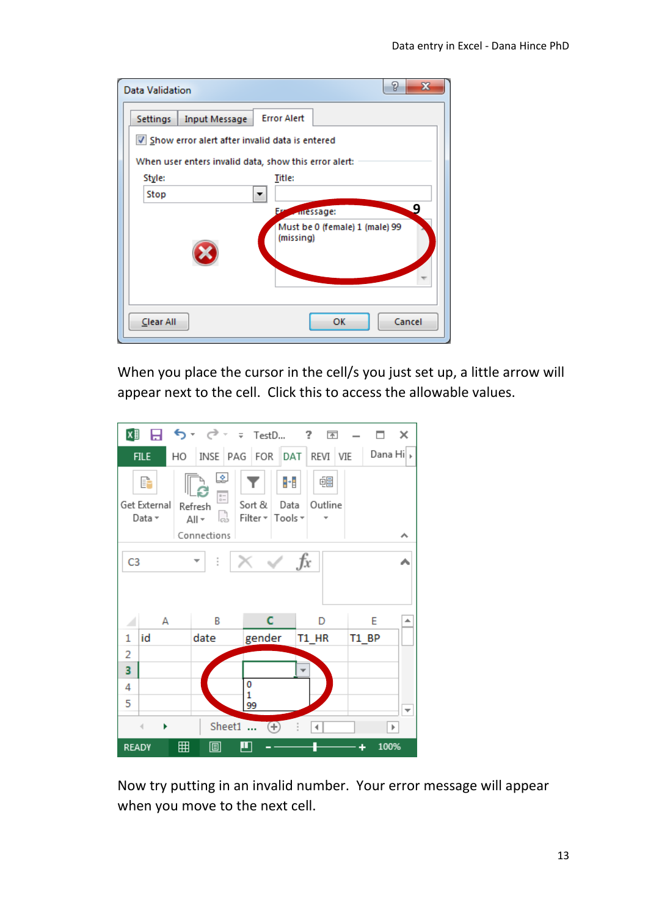When you place the cursor in the cell/s you just set up, a little arrow will appear next to the cell. Click this to access the allowable values.

Now try putting in an invalid number. Your error message will appear when you move to the next cell.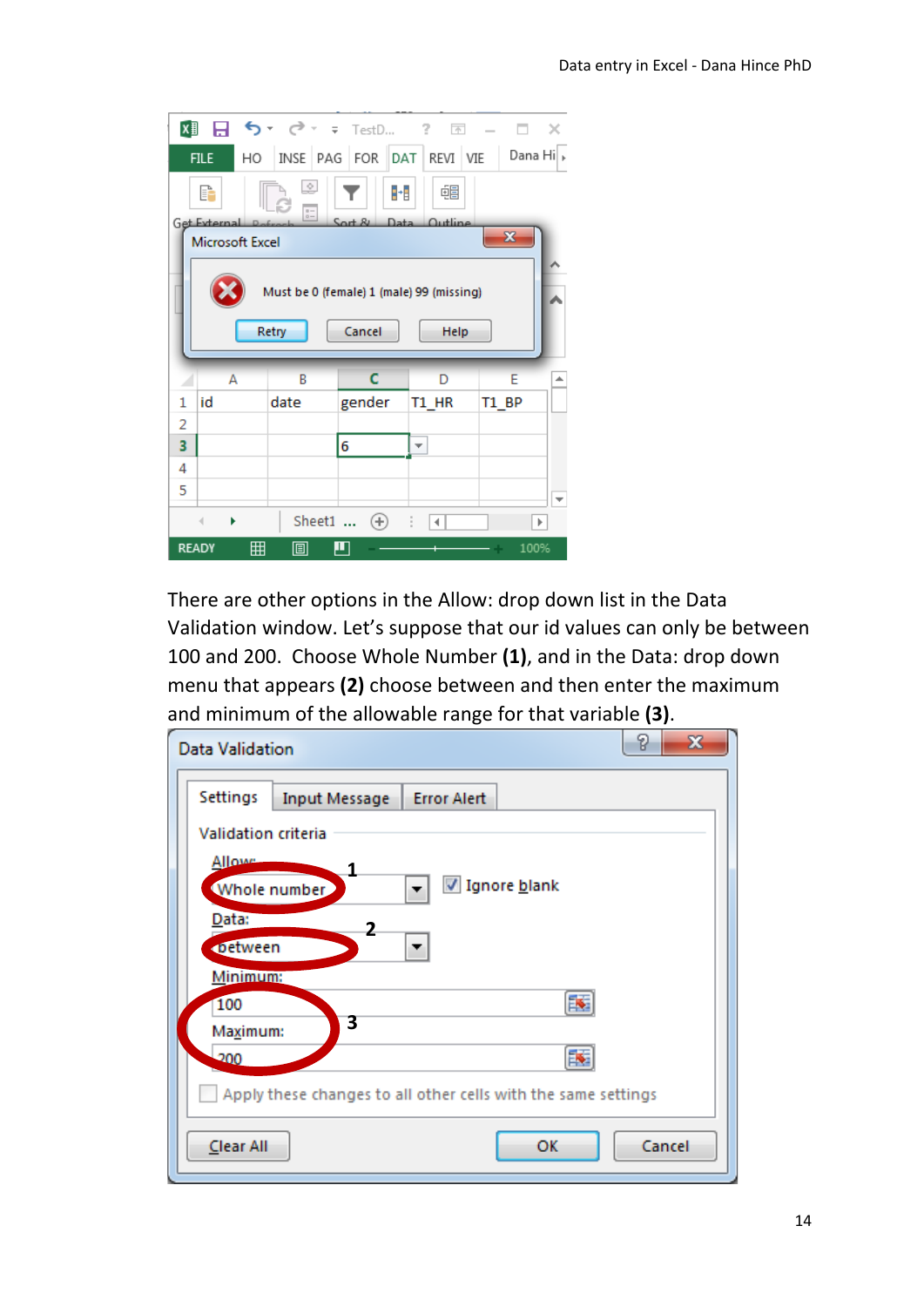There are other options in the Allow: drop down list in the Data Validation window. Let's suppose that our id values can only be between 100 and 200. Choose Whole Number **(1)**, and in the Data: drop down menu that appears **(2)** choose between and then enter the maximum and minimum of the allowable range for that variable **(3)**.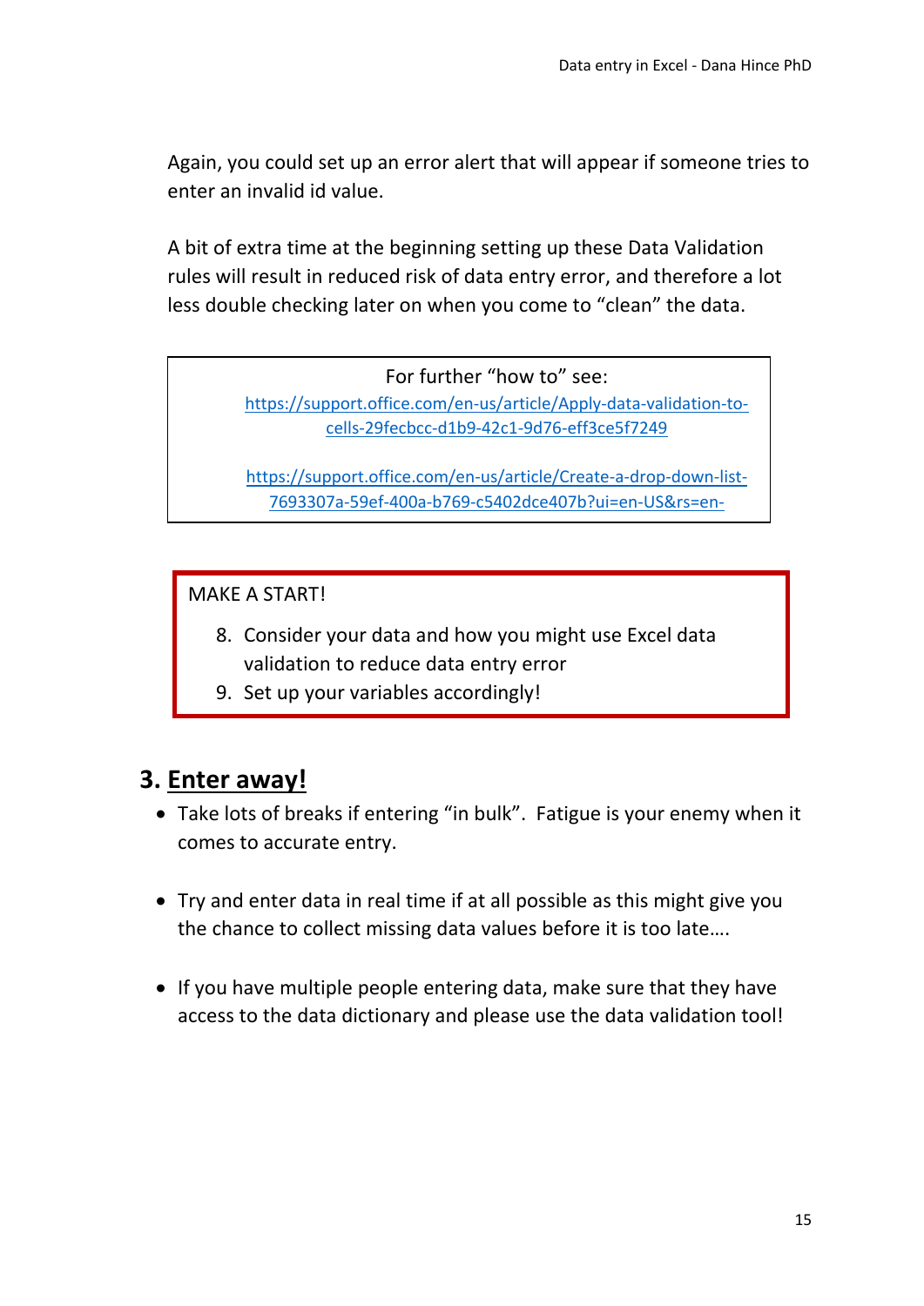Again, you could set up an error alert that will appear if someone tries to enter an invalid id value.

A bit of extra time at the beginning setting up these Data Validation rules will result in reduced risk of data entry error, and therefore a lot less double checking later on when you come to "clean" the data.

> For further "how to" see:
>
> https://support.office.com/en-us/article/Apply-data-validation-to-cells-29fecbcc-d1b9-42c1-9d76-eff3ce5f7249
>
> https://support.office.com/en-us/article/Create-a-drop-down-list-7693307a-59ef-400a-b769-c5402dce407b?ui=en-US&rs=en-

> MAKE A START!
>
> 8. Consider your data and how you might use Excel data validation to reduce data entry error
> 9. Set up your variables accordingly!

## 3. Enter away!

- Take lots of breaks if entering "in bulk". Fatigue is your enemy when it comes to accurate entry.

- Try and enter data in real time if at all possible as this might give you the chance to collect missing data values before it is too late….

- If you have multiple people entering data, make sure that they have access to the data dictionary and please use the data validation tool!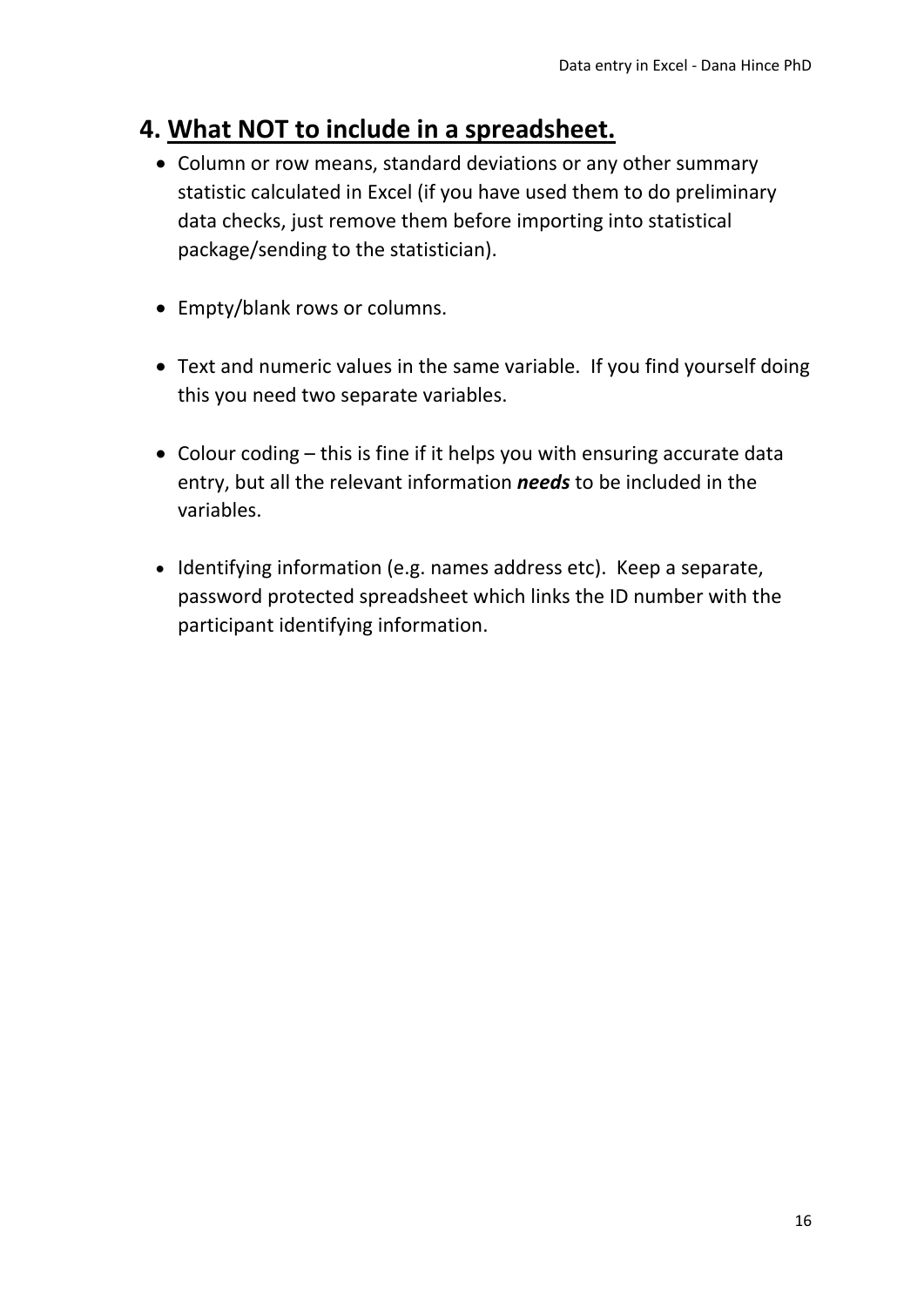## 4. What NOT to include in a spreadsheet.

- Column or row means, standard deviations or any other summary statistic calculated in Excel (if you have used them to do preliminary data checks, just remove them before importing into statistical package/sending to the statistician).

- Empty/blank rows or columns.

- Text and numeric values in the same variable. If you find yourself doing this you need two separate variables.

- Colour coding – this is fine if it helps you with ensuring accurate data entry, but all the relevant information ***needs*** to be included in the variables.

- Identifying information (e.g. names address etc). Keep a separate, password protected spreadsheet which links the ID number with the participant identifying information.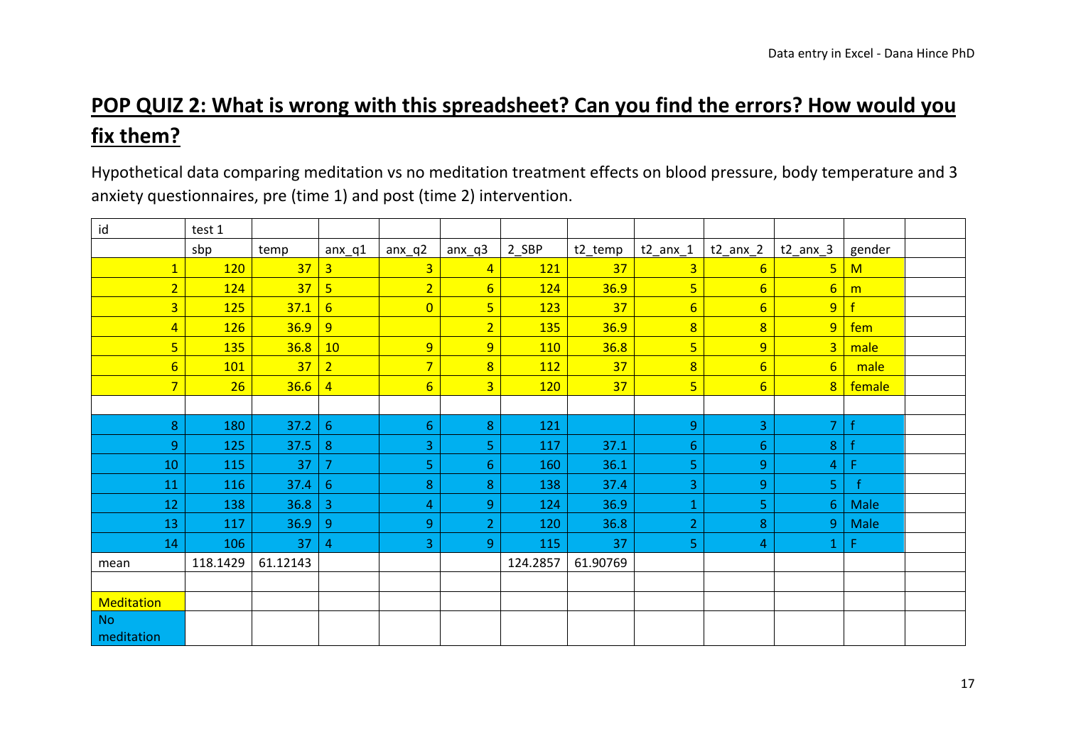## POP QUIZ 2: What is wrong with this spreadsheet? Can you find the errors? How would you fix them?

Hypothetical data comparing meditation vs no meditation treatment effects on blood pressure, body temperature and 3 anxiety questionnaires, pre (time 1) and post (time 2) intervention.

| id | test 1 | | | | | | | | | | | |
|---|---|---|---|---|---|---|---|---|---|---|---|---|
| | sbp | temp | anx_q1 | anx_q2 | anx_q3 | 2_SBP | t2_temp | t2_anx_1 | t2_anx_2 | t2_anx_3 | gender | |
| 1 | 120 | 37 | 3 | 3 | 4 | 121 | 37 | 3 | 6 | 5 | M | |
| 2 | 124 | 37 | 5 | 2 | 6 | 124 | 36.9 | 5 | 6 | 6 | m | |
| 3 | 125 | 37.1 | 6 | 0 | 5 | 123 | 37 | 6 | 6 | 9 | f | |
| 4 | 126 | 36.9 | 9 | | 2 | 135 | 36.9 | 8 | 8 | 9 | fem | |
| 5 | 135 | 36.8 | 10 | 9 | 9 | 110 | 36.8 | 5 | 9 | 3 | male | |
| 6 | 101 | 37 | 2 | 7 | 8 | 112 | 37 | 8 | 6 | 6 | male | |
| 7 | 26 | 36.6 | 4 | 6 | 3 | 120 | 37 | 5 | 6 | 8 | female | |
| | | | | | | | | | | | | |
| 8 | 180 | 37.2 | 6 | 6 | 8 | 121 | | 9 | 3 | 7 | f | |
| 9 | 125 | 37.5 | 8 | 3 | 5 | 117 | 37.1 | 6 | 6 | 8 | f | |
| 10 | 115 | 37 | 7 | 5 | 6 | 160 | 36.1 | 5 | 9 | 4 | F | |
| 11 | 116 | 37.4 | 6 | 8 | 8 | 138 | 37.4 | 3 | 9 | 5 | f | |
| 12 | 138 | 36.8 | 3 | 4 | 9 | 124 | 36.9 | 1 | 5 | 6 | Male | |
| 13 | 117 | 36.9 | 9 | 9 | 2 | 120 | 36.8 | 2 | 8 | 9 | Male | |
| 14 | 106 | 37 | 4 | 3 | 9 | 115 | 37 | 5 | 4 | 1 | F | |
| mean | 118.1429 | 61.12143 | | | | 124.2857 | 61.90769 | | | | | |
| | | | | | | | | | | | | |
| Meditation | | | | | | | | | | | | |
| No meditation | | | | | | | | | | | | |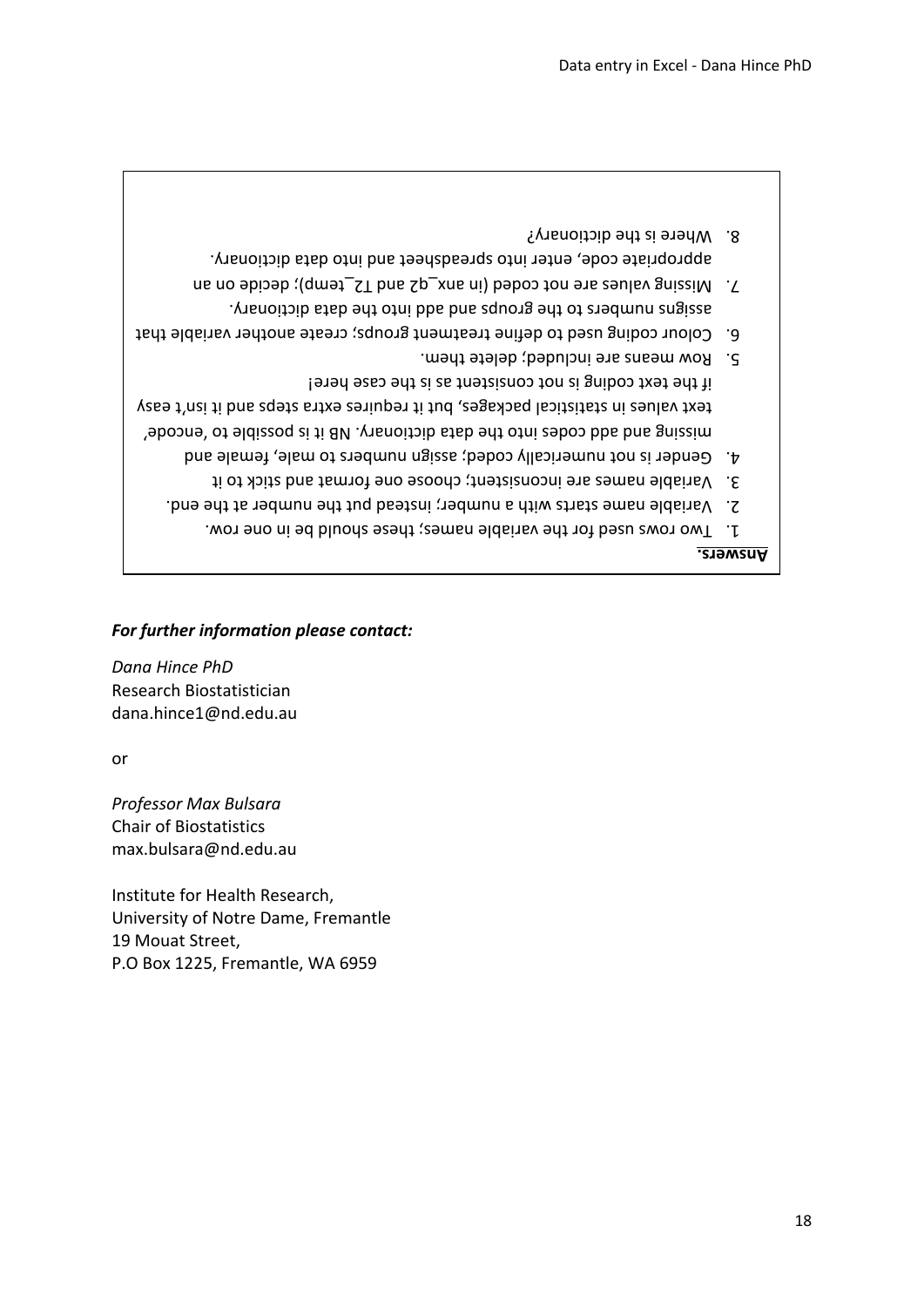**Answers.**

1. Two rows used for the variable names; these should be in one row.
2. Variable name starts with a number; instead put the number at the end.
3. Variable names are inconsistent; choose one format and stick to it
4. Gender is not numerically coded; assign numbers to male, female and missing and add codes into the data dictionary. NB it is possible to 'encode' text values in statistical packages, but it requires extra steps and it isn't easy if the text coding is not consistent as is the case here!
5. Row means are included; delete them.
6. Colour coding used to define treatment groups; create another variable that assigns numbers to the groups and add into the data dictionary.
7. Missing values are not coded (in anx_q2 and T2_temp); decide on an appropriate code, enter into spreadsheet and into data dictionary.
8. Where is the dictionary?

***For further information please contact:***

*Dana Hince PhD*
Research Biostatistician
dana.hince1@nd.edu.au

or

*Professor Max Bulsara*
Chair of Biostatistics
max.bulsara@nd.edu.au

Institute for Health Research,
University of Notre Dame, Fremantle
19 Mouat Street,
P.O Box 1225, Fremantle, WA 6959